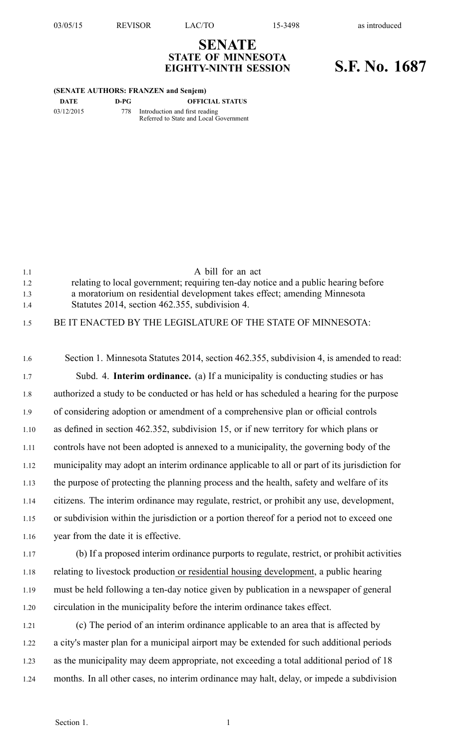# SENATE
## STATE OF MINNESOTA
## EIGHTY-NINTH SESSION

# S.F. No. 1687

**(SENATE AUTHORS: FRANZEN and Senjem)**

| DATE | D-PG | OFFICIAL STATUS |
|---|---|---|
| 03/12/2015 | 778 | Introduction and first reading<br>Referred to State and Local Government |

A bill for an act
relating to local government; requiring ten-day notice and a public hearing before a moratorium on residential development takes effect; amending Minnesota Statutes 2014, section 462.355, subdivision 4.

BE IT ENACTED BY THE LEGISLATURE OF THE STATE OF MINNESOTA:

Section 1. Minnesota Statutes 2014, section 462.355, subdivision 4, is amended to read:

Subd. 4. **Interim ordinance.** (a) If a municipality is conducting studies or has authorized a study to be conducted or has held or has scheduled a hearing for the purpose of considering adoption or amendment of a comprehensive plan or official controls as defined in section 462.352, subdivision 15, or if new territory for which plans or controls have not been adopted is annexed to a municipality, the governing body of the municipality may adopt an interim ordinance applicable to all or part of its jurisdiction for the purpose of protecting the planning process and the health, safety and welfare of its citizens. The interim ordinance may regulate, restrict, or prohibit any use, development, or subdivision within the jurisdiction or a portion thereof for a period not to exceed one year from the date it is effective.

(b) If a proposed interim ordinance purports to regulate, restrict, or prohibit activities relating to livestock production <u>or residential housing development</u>, a public hearing must be held following a ten-day notice given by publication in a newspaper of general circulation in the municipality before the interim ordinance takes effect.

(c) The period of an interim ordinance applicable to an area that is affected by a city's master plan for a municipal airport may be extended for such additional periods as the municipality may deem appropriate, not exceeding a total additional period of 18 months. In all other cases, no interim ordinance may halt, delay, or impede a subdivision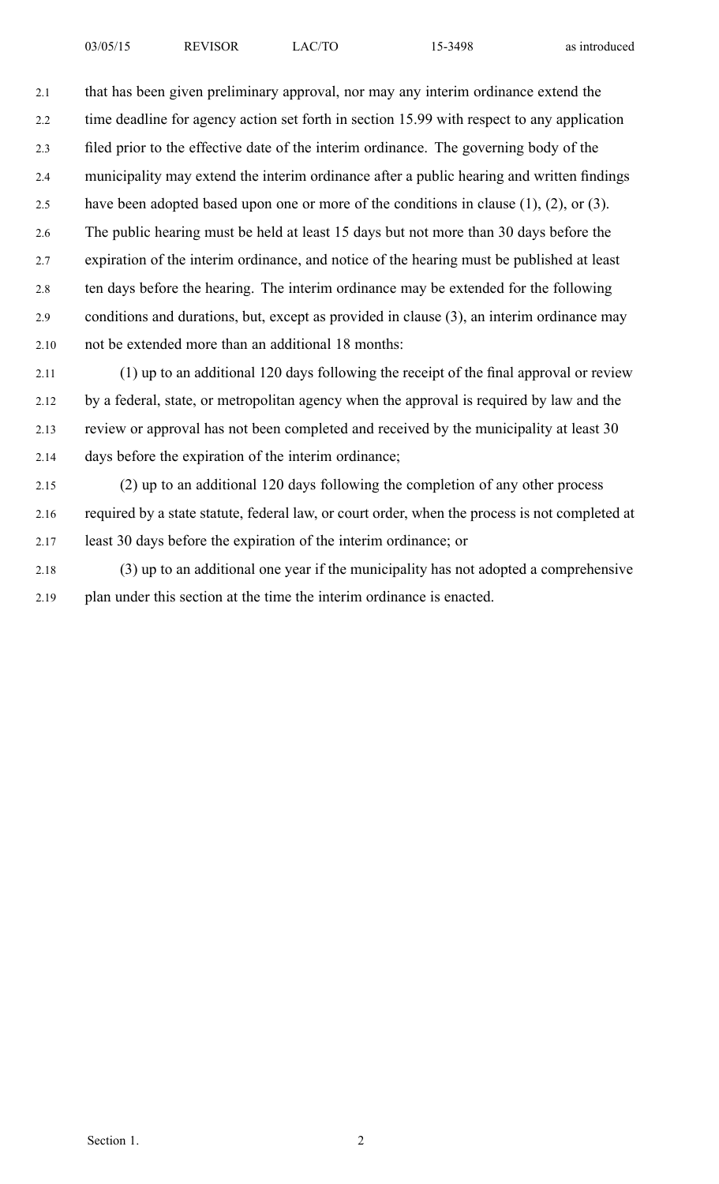that has been given preliminary approval, nor may any interim ordinance extend the time deadline for agency action set forth in section 15.99 with respect to any application filed prior to the effective date of the interim ordinance. The governing body of the municipality may extend the interim ordinance after a public hearing and written findings have been adopted based upon one or more of the conditions in clause (1), (2), or (3). The public hearing must be held at least 15 days but not more than 30 days before the expiration of the interim ordinance, and notice of the hearing must be published at least ten days before the hearing. The interim ordinance may be extended for the following conditions and durations, but, except as provided in clause (3), an interim ordinance may not be extended more than an additional 18 months:

(1) up to an additional 120 days following the receipt of the final approval or review by a federal, state, or metropolitan agency when the approval is required by law and the review or approval has not been completed and received by the municipality at least 30 days before the expiration of the interim ordinance;

(2) up to an additional 120 days following the completion of any other process required by a state statute, federal law, or court order, when the process is not completed at least 30 days before the expiration of the interim ordinance; or

(3) up to an additional one year if the municipality has not adopted a comprehensive plan under this section at the time the interim ordinance is enacted.